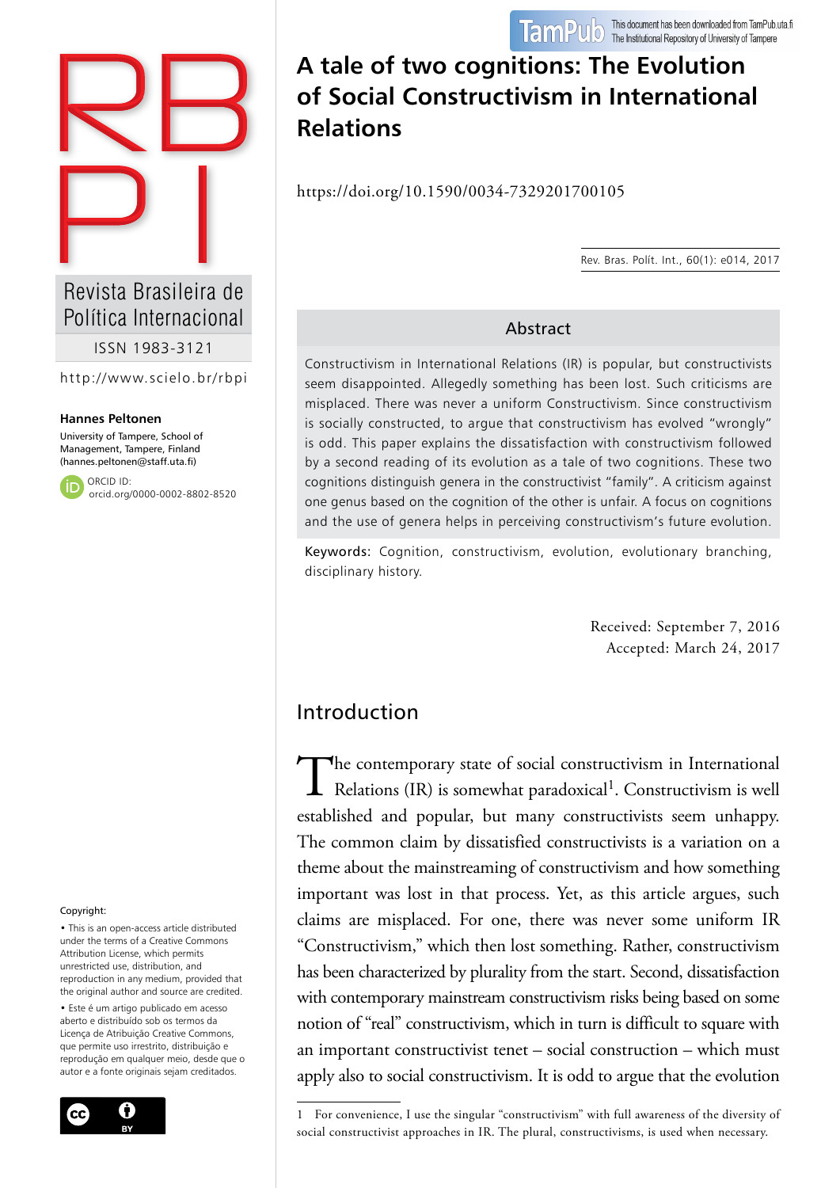# A tale of two cognitions: The Evolution of Social Constructivism in International Relations

https://doi.org/10.1590/0034-7329201700105

Revista Brasileira de Política Internacional

ISSN 1983-3121

http://www.scielo.br/rbpi

**Hannes Peltonen**

University of Tampere, School of Management, Tampere, Finland (hannes.peltonen@staff.uta.fi)

ORCID ID: orcid.org/0000-0002-8802-8520

## Abstract

Constructivism in International Relations (IR) is popular, but constructivists seem disappointed. Allegedly something has been lost. Such criticisms are misplaced. There was never a uniform Constructivism. Since constructivism is socially constructed, to argue that constructivism has evolved "wrongly" is odd. This paper explains the dissatisfaction with constructivism followed by a second reading of its evolution as a tale of two cognitions. These two cognitions distinguish genera in the constructivist "family". A criticism against one genus based on the cognition of the other is unfair. A focus on cognitions and the use of genera helps in perceiving constructivism's future evolution.

Keywords: Cognition, constructivism, evolution, evolutionary branching, disciplinary history.

Received: September 7, 2016

Accepted: March 24, 2017

## Introduction

The contemporary state of social constructivism in International Relations (IR) is somewhat paradoxical[1]. Constructivism is well established and popular, but many constructivists seem unhappy. The common claim by dissatisfied constructivists is a variation on a theme about the mainstreaming of constructivism and how something important was lost in that process. Yet, as this article argues, such claims are misplaced. For one, there was never some uniform IR "Constructivism," which then lost something. Rather, constructivism has been characterized by plurality from the start. Second, dissatisfaction with contemporary mainstream constructivism risks being based on some notion of "real" constructivism, which in turn is difficult to square with an important constructivist tenet – social construction – which must apply also to social constructivism. It is odd to argue that the evolution

1 For convenience, I use the singular "constructivism" with full awareness of the diversity of social constructivist approaches in IR. The plural, constructivisms, is used when necessary.

Copyright:

• This is an open-access article distributed under the terms of a Creative Commons Attribution License, which permits unrestricted use, distribution, and reproduction in any medium, provided that the original author and source are credited.

• Este é um artigo publicado em acesso aberto e distribuído sob os termos da Licença de Atribuição Creative Commons, que permite uso irrestrito, distribuição e reprodução em qualquer meio, desde que o autor e a fonte originais sejam creditados.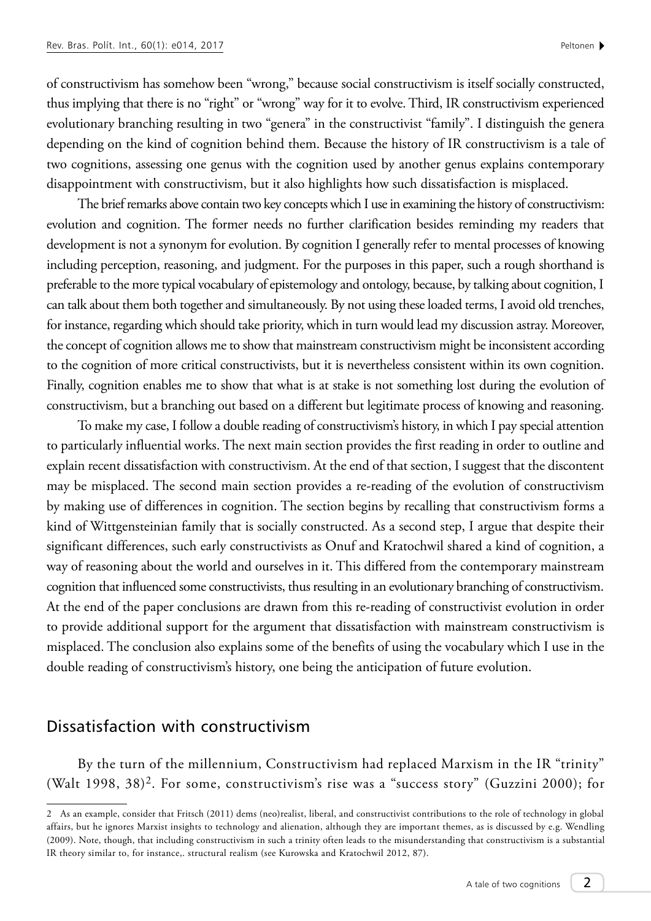of constructivism has somehow been "wrong," because social constructivism is itself socially constructed, thus implying that there is no "right" or "wrong" way for it to evolve. Third, IR constructivism experienced evolutionary branching resulting in two "genera" in the constructivist "family". I distinguish the genera depending on the kind of cognition behind them. Because the history of IR constructivism is a tale of two cognitions, assessing one genus with the cognition used by another genus explains contemporary disappointment with constructivism, but it also highlights how such dissatisfaction is misplaced.

The brief remarks above contain two key concepts which I use in examining the history of constructivism: evolution and cognition. The former needs no further clarification besides reminding my readers that development is not a synonym for evolution. By cognition I generally refer to mental processes of knowing including perception, reasoning, and judgment. For the purposes in this paper, such a rough shorthand is preferable to the more typical vocabulary of epistemology and ontology, because, by talking about cognition, I can talk about them both together and simultaneously. By not using these loaded terms, I avoid old trenches, for instance, regarding which should take priority, which in turn would lead my discussion astray. Moreover, the concept of cognition allows me to show that mainstream constructivism might be inconsistent according to the cognition of more critical constructivists, but it is nevertheless consistent within its own cognition. Finally, cognition enables me to show that what is at stake is not something lost during the evolution of constructivism, but a branching out based on a different but legitimate process of knowing and reasoning.

To make my case, I follow a double reading of constructivism's history, in which I pay special attention to particularly influential works. The next main section provides the first reading in order to outline and explain recent dissatisfaction with constructivism. At the end of that section, I suggest that the discontent may be misplaced. The second main section provides a re-reading of the evolution of constructivism by making use of differences in cognition. The section begins by recalling that constructivism forms a kind of Wittgensteinian family that is socially constructed. As a second step, I argue that despite their significant differences, such early constructivists as Onuf and Kratochwil shared a kind of cognition, a way of reasoning about the world and ourselves in it. This differed from the contemporary mainstream cognition that influenced some constructivists, thus resulting in an evolutionary branching of constructivism. At the end of the paper conclusions are drawn from this re-reading of constructivist evolution in order to provide additional support for the argument that dissatisfaction with mainstream constructivism is misplaced. The conclusion also explains some of the benefits of using the vocabulary which I use in the double reading of constructivism's history, one being the anticipation of future evolution.

## Dissatisfaction with constructivism

By the turn of the millennium, Constructivism had replaced Marxism in the IR "trinity" (Walt 1998, 38)[2]. For some, constructivism's rise was a "success story" (Guzzini 2000); for

---

2 As an example, consider that Fritsch (2011) dems (neo)realist, liberal, and constructivist contributions to the role of technology in global affairs, but he ignores Marxist insights to technology and alienation, although they are important themes, as is discussed by e.g. Wendling (2009). Note, though, that including constructivism in such a trinity often leads to the misunderstanding that constructivism is a substantial IR theory similar to, for instance,. structural realism (see Kurowska and Kratochwil 2012, 87).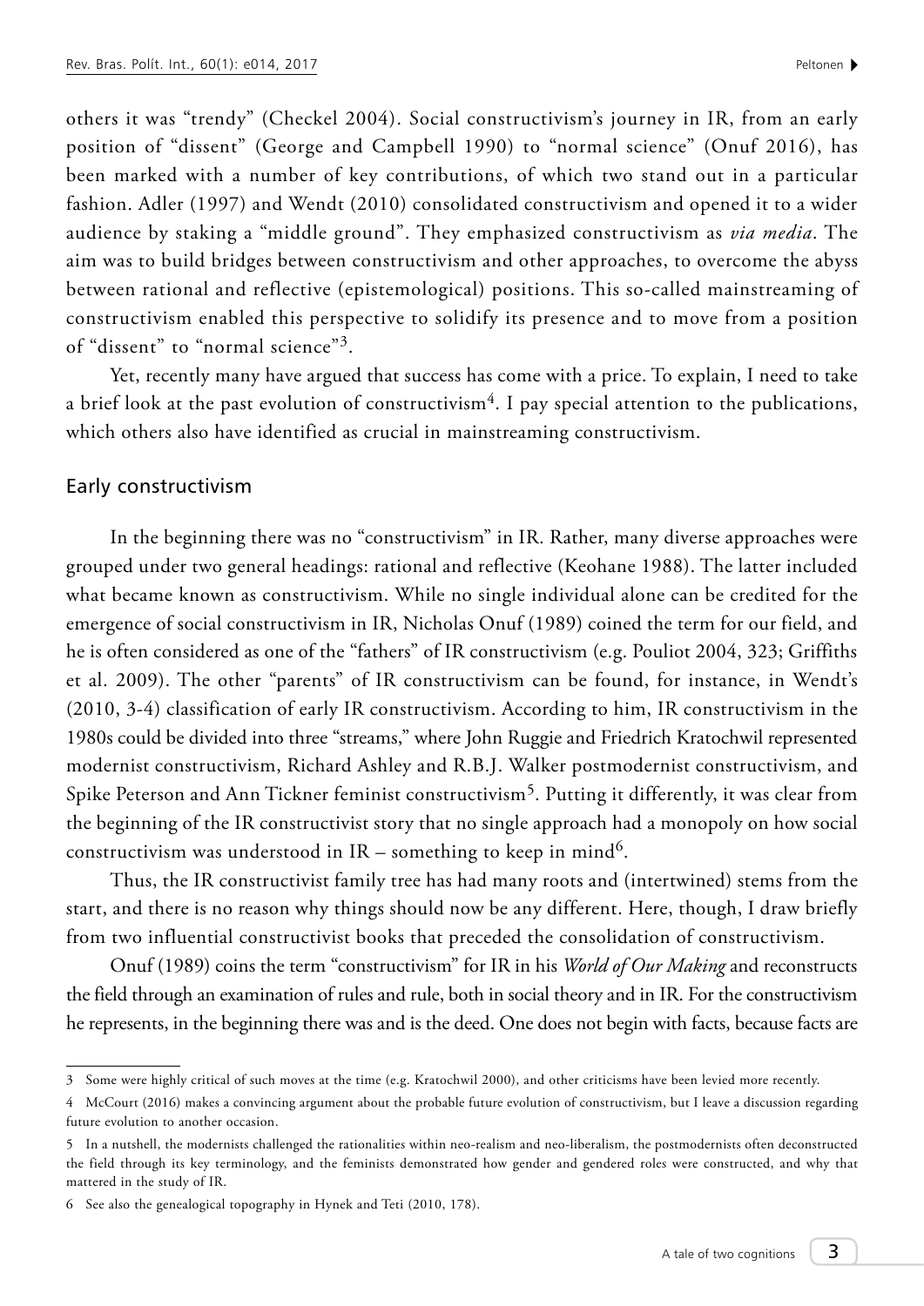others it was "trendy" (Checkel 2004). Social constructivism's journey in IR, from an early position of "dissent" (George and Campbell 1990) to "normal science" (Onuf 2016), has been marked with a number of key contributions, of which two stand out in a particular fashion. Adler (1997) and Wendt (2010) consolidated constructivism and opened it to a wider audience by staking a "middle ground". They emphasized constructivism as *via media*. The aim was to build bridges between constructivism and other approaches, to overcome the abyss between rational and reflective (epistemological) positions. This so-called mainstreaming of constructivism enabled this perspective to solidify its presence and to move from a position of "dissent" to "normal science"[3].

Yet, recently many have argued that success has come with a price. To explain, I need to take a brief look at the past evolution of constructivism[4]. I pay special attention to the publications, which others also have identified as crucial in mainstreaming constructivism.

## Early constructivism

In the beginning there was no "constructivism" in IR. Rather, many diverse approaches were grouped under two general headings: rational and reflective (Keohane 1988). The latter included what became known as constructivism. While no single individual alone can be credited for the emergence of social constructivism in IR, Nicholas Onuf (1989) coined the term for our field, and he is often considered as one of the "fathers" of IR constructivism (e.g. Pouliot 2004, 323; Griffiths et al. 2009). The other "parents" of IR constructivism can be found, for instance, in Wendt's (2010, 3-4) classification of early IR constructivism. According to him, IR constructivism in the 1980s could be divided into three "streams," where John Ruggie and Friedrich Kratochwil represented modernist constructivism, Richard Ashley and R.B.J. Walker postmodernist constructivism, and Spike Peterson and Ann Tickner feminist constructivism[5]. Putting it differently, it was clear from the beginning of the IR constructivist story that no single approach had a monopoly on how social constructivism was understood in IR – something to keep in mind[6].

Thus, the IR constructivist family tree has had many roots and (intertwined) stems from the start, and there is no reason why things should now be any different. Here, though, I draw briefly from two influential constructivist books that preceded the consolidation of constructivism.

Onuf (1989) coins the term "constructivism" for IR in his *World of Our Making* and reconstructs the field through an examination of rules and rule, both in social theory and in IR. For the constructivism he represents, in the beginning there was and is the deed. One does not begin with facts, because facts are

---

3 Some were highly critical of such moves at the time (e.g. Kratochwil 2000), and other criticisms have been levied more recently.

4 McCourt (2016) makes a convincing argument about the probable future evolution of constructivism, but I leave a discussion regarding future evolution to another occasion.

5 In a nutshell, the modernists challenged the rationalities within neo-realism and neo-liberalism, the postmodernists often deconstructed the field through its key terminology, and the feminists demonstrated how gender and gendered roles were constructed, and why that mattered in the study of IR.

6 See also the genealogical topography in Hynek and Teti (2010, 178).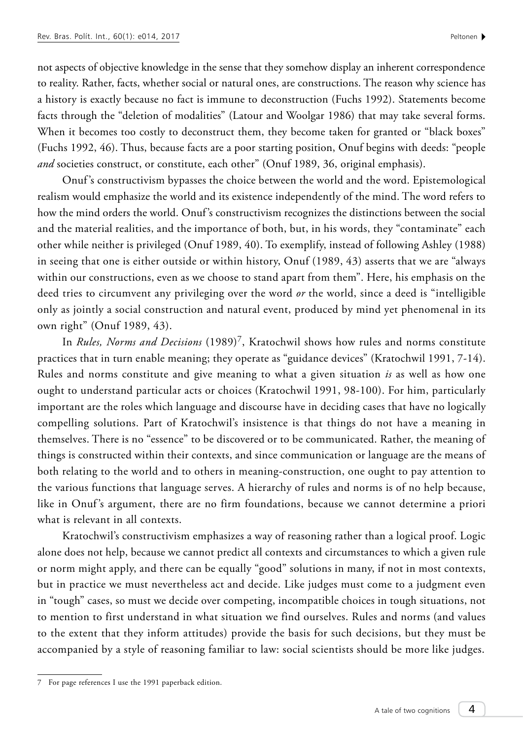not aspects of objective knowledge in the sense that they somehow display an inherent correspondence to reality. Rather, facts, whether social or natural ones, are constructions. The reason why science has a history is exactly because no fact is immune to deconstruction (Fuchs 1992). Statements become facts through the "deletion of modalities" (Latour and Woolgar 1986) that may take several forms. When it becomes too costly to deconstruct them, they become taken for granted or "black boxes" (Fuchs 1992, 46). Thus, because facts are a poor starting position, Onuf begins with deeds: "people *and* societies construct, or constitute, each other" (Onuf 1989, 36, original emphasis).

Onuf's constructivism bypasses the choice between the world and the word. Epistemological realism would emphasize the world and its existence independently of the mind. The word refers to how the mind orders the world. Onuf's constructivism recognizes the distinctions between the social and the material realities, and the importance of both, but, in his words, they "contaminate" each other while neither is privileged (Onuf 1989, 40). To exemplify, instead of following Ashley (1988) in seeing that one is either outside or within history, Onuf (1989, 43) asserts that we are "always within our constructions, even as we choose to stand apart from them". Here, his emphasis on the deed tries to circumvent any privileging over the word *or* the world, since a deed is "intelligible only as jointly a social construction and natural event, produced by mind yet phenomenal in its own right" (Onuf 1989, 43).

In *Rules, Norms and Decisions* (1989)[7], Kratochwil shows how rules and norms constitute practices that in turn enable meaning; they operate as "guidance devices" (Kratochwil 1991, 7-14). Rules and norms constitute and give meaning to what a given situation *is* as well as how one ought to understand particular acts or choices (Kratochwil 1991, 98-100). For him, particularly important are the roles which language and discourse have in deciding cases that have no logically compelling solutions. Part of Kratochwil's insistence is that things do not have a meaning in themselves. There is no "essence" to be discovered or to be communicated. Rather, the meaning of things is constructed within their contexts, and since communication or language are the means of both relating to the world and to others in meaning-construction, one ought to pay attention to the various functions that language serves. A hierarchy of rules and norms is of no help because, like in Onuf's argument, there are no firm foundations, because we cannot determine a priori what is relevant in all contexts.

Kratochwil's constructivism emphasizes a way of reasoning rather than a logical proof. Logic alone does not help, because we cannot predict all contexts and circumstances to which a given rule or norm might apply, and there can be equally "good" solutions in many, if not in most contexts, but in practice we must nevertheless act and decide. Like judges must come to a judgment even in "tough" cases, so must we decide over competing, incompatible choices in tough situations, not to mention to first understand in what situation we find ourselves. Rules and norms (and values to the extent that they inform attitudes) provide the basis for such decisions, but they must be accompanied by a style of reasoning familiar to law: social scientists should be more like judges.

7 For page references I use the 1991 paperback edition.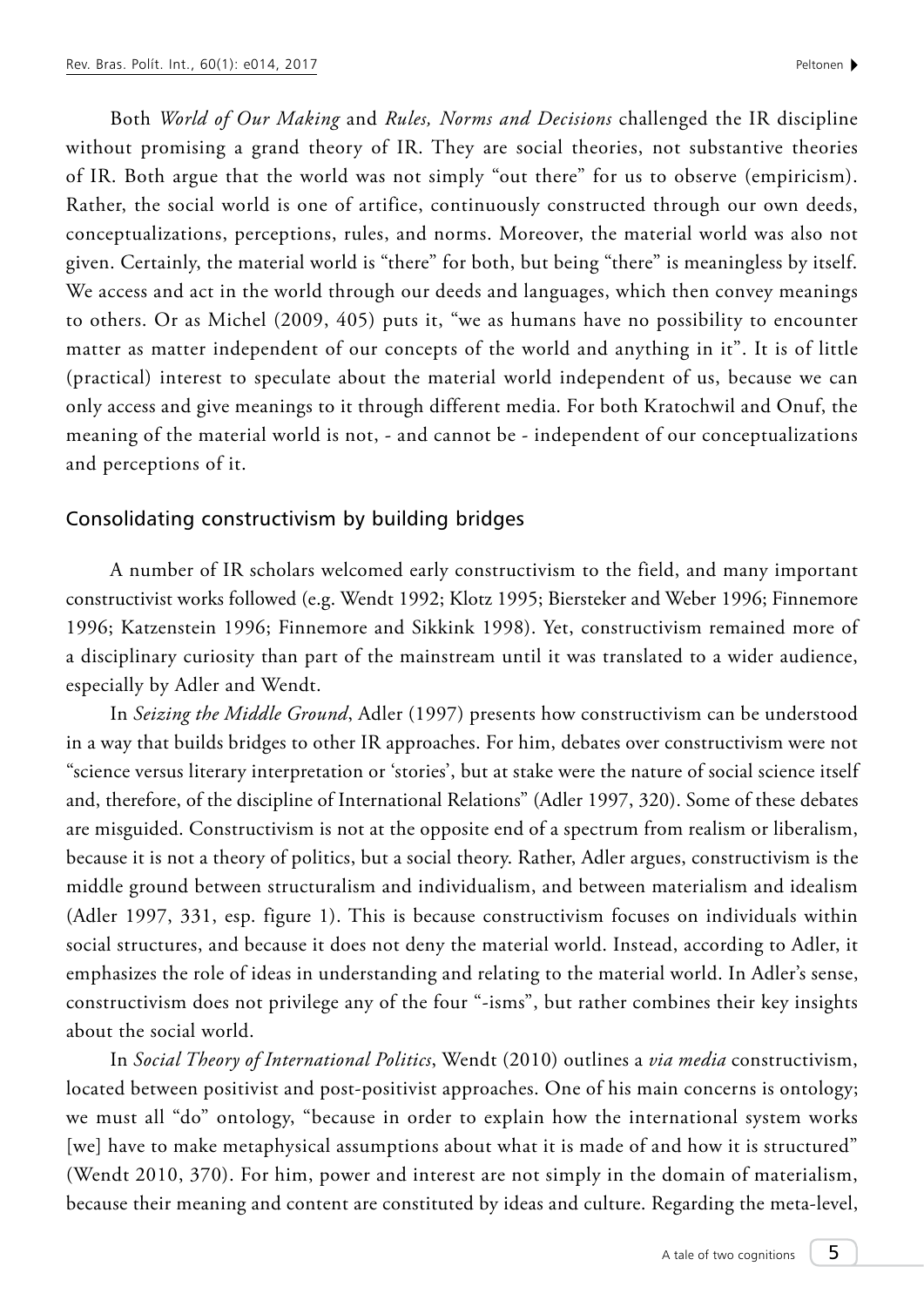Both *World of Our Making* and *Rules, Norms and Decisions* challenged the IR discipline without promising a grand theory of IR. They are social theories, not substantive theories of IR. Both argue that the world was not simply "out there" for us to observe (empiricism). Rather, the social world is one of artifice, continuously constructed through our own deeds, conceptualizations, perceptions, rules, and norms. Moreover, the material world was also not given. Certainly, the material world is "there" for both, but being "there" is meaningless by itself. We access and act in the world through our deeds and languages, which then convey meanings to others. Or as Michel (2009, 405) puts it, "we as humans have no possibility to encounter matter as matter independent of our concepts of the world and anything in it". It is of little (practical) interest to speculate about the material world independent of us, because we can only access and give meanings to it through different media. For both Kratochwil and Onuf, the meaning of the material world is not, - and cannot be - independent of our conceptualizations and perceptions of it.

## Consolidating constructivism by building bridges

A number of IR scholars welcomed early constructivism to the field, and many important constructivist works followed (e.g. Wendt 1992; Klotz 1995; Biersteker and Weber 1996; Finnemore 1996; Katzenstein 1996; Finnemore and Sikkink 1998). Yet, constructivism remained more of a disciplinary curiosity than part of the mainstream until it was translated to a wider audience, especially by Adler and Wendt.

In *Seizing the Middle Ground*, Adler (1997) presents how constructivism can be understood in a way that builds bridges to other IR approaches. For him, debates over constructivism were not "science versus literary interpretation or 'stories', but at stake were the nature of social science itself and, therefore, of the discipline of International Relations" (Adler 1997, 320). Some of these debates are misguided. Constructivism is not at the opposite end of a spectrum from realism or liberalism, because it is not a theory of politics, but a social theory. Rather, Adler argues, constructivism is the middle ground between structuralism and individualism, and between materialism and idealism (Adler 1997, 331, esp. figure 1). This is because constructivism focuses on individuals within social structures, and because it does not deny the material world. Instead, according to Adler, it emphasizes the role of ideas in understanding and relating to the material world. In Adler's sense, constructivism does not privilege any of the four "-isms", but rather combines their key insights about the social world.

In *Social Theory of International Politics*, Wendt (2010) outlines a *via media* constructivism, located between positivist and post-positivist approaches. One of his main concerns is ontology; we must all "do" ontology, "because in order to explain how the international system works [we] have to make metaphysical assumptions about what it is made of and how it is structured" (Wendt 2010, 370). For him, power and interest are not simply in the domain of materialism, because their meaning and content are constituted by ideas and culture. Regarding the meta-level,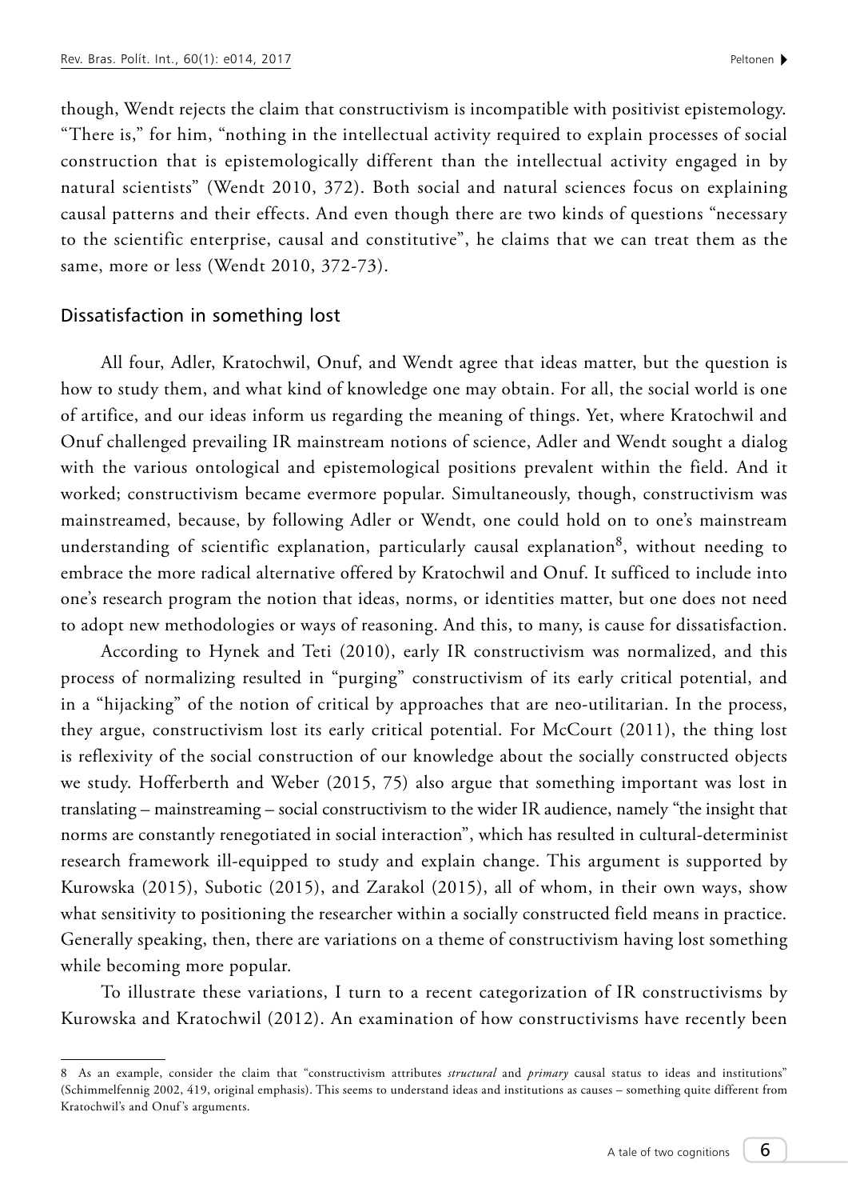though, Wendt rejects the claim that constructivism is incompatible with positivist epistemology. "There is," for him, "nothing in the intellectual activity required to explain processes of social construction that is epistemologically different than the intellectual activity engaged in by natural scientists" (Wendt 2010, 372). Both social and natural sciences focus on explaining causal patterns and their effects. And even though there are two kinds of questions "necessary to the scientific enterprise, causal and constitutive", he claims that we can treat them as the same, more or less (Wendt 2010, 372-73).

## Dissatisfaction in something lost

All four, Adler, Kratochwil, Onuf, and Wendt agree that ideas matter, but the question is how to study them, and what kind of knowledge one may obtain. For all, the social world is one of artifice, and our ideas inform us regarding the meaning of things. Yet, where Kratochwil and Onuf challenged prevailing IR mainstream notions of science, Adler and Wendt sought a dialog with the various ontological and epistemological positions prevalent within the field. And it worked; constructivism became evermore popular. Simultaneously, though, constructivism was mainstreamed, because, by following Adler or Wendt, one could hold on to one's mainstream understanding of scientific explanation, particularly causal explanation[8], without needing to embrace the more radical alternative offered by Kratochwil and Onuf. It sufficed to include into one's research program the notion that ideas, norms, or identities matter, but one does not need to adopt new methodologies or ways of reasoning. And this, to many, is cause for dissatisfaction.

According to Hynek and Teti (2010), early IR constructivism was normalized, and this process of normalizing resulted in "purging" constructivism of its early critical potential, and in a "hijacking" of the notion of critical by approaches that are neo-utilitarian. In the process, they argue, constructivism lost its early critical potential. For McCourt (2011), the thing lost is reflexivity of the social construction of our knowledge about the socially constructed objects we study. Hofferberth and Weber (2015, 75) also argue that something important was lost in translating – mainstreaming – social constructivism to the wider IR audience, namely "the insight that norms are constantly renegotiated in social interaction", which has resulted in cultural-determinist research framework ill-equipped to study and explain change. This argument is supported by Kurowska (2015), Subotic (2015), and Zarakol (2015), all of whom, in their own ways, show what sensitivity to positioning the researcher within a socially constructed field means in practice. Generally speaking, then, there are variations on a theme of constructivism having lost something while becoming more popular.

To illustrate these variations, I turn to a recent categorization of IR constructivisms by Kurowska and Kratochwil (2012). An examination of how constructivisms have recently been

---

8 As an example, consider the claim that "constructivism attributes *structural* and *primary* causal status to ideas and institutions" (Schimmelfennig 2002, 419, original emphasis). This seems to understand ideas and institutions as causes – something quite different from Kratochwil's and Onuf's arguments.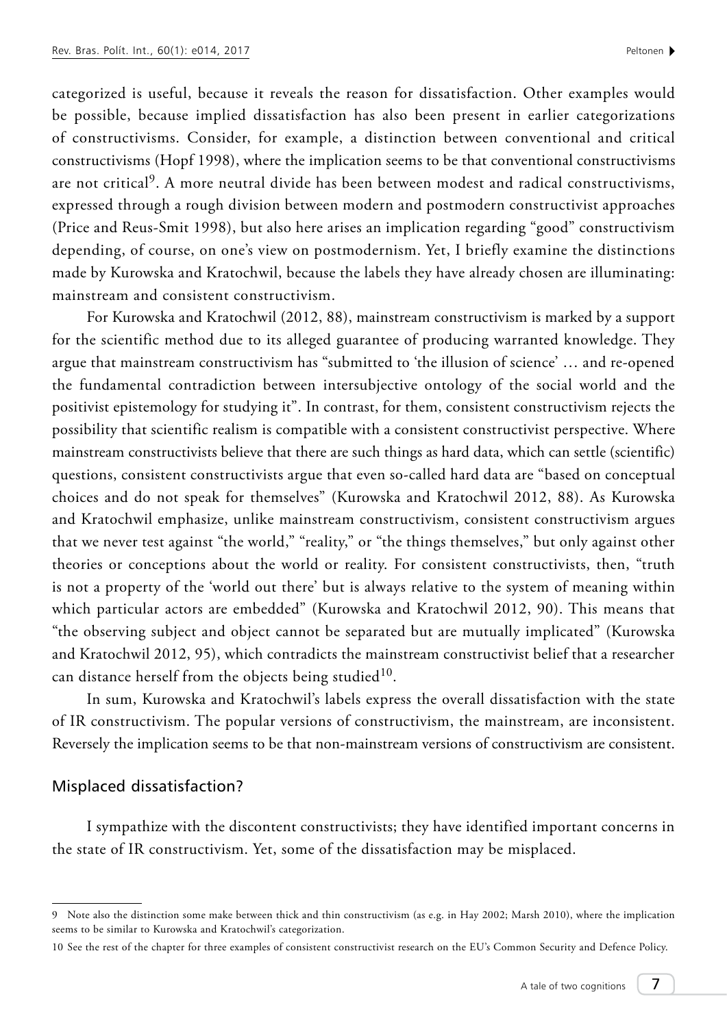categorized is useful, because it reveals the reason for dissatisfaction. Other examples would be possible, because implied dissatisfaction has also been present in earlier categorizations of constructivisms. Consider, for example, a distinction between conventional and critical constructivisms (Hopf 1998), where the implication seems to be that conventional constructivisms are not critical[9]. A more neutral divide has been between modest and radical constructivisms, expressed through a rough division between modern and postmodern constructivist approaches (Price and Reus-Smit 1998), but also here arises an implication regarding "good" constructivism depending, of course, on one's view on postmodernism. Yet, I briefly examine the distinctions made by Kurowska and Kratochwil, because the labels they have already chosen are illuminating: mainstream and consistent constructivism.

For Kurowska and Kratochwil (2012, 88), mainstream constructivism is marked by a support for the scientific method due to its alleged guarantee of producing warranted knowledge. They argue that mainstream constructivism has "submitted to 'the illusion of science' … and re-opened the fundamental contradiction between intersubjective ontology of the social world and the positivist epistemology for studying it". In contrast, for them, consistent constructivism rejects the possibility that scientific realism is compatible with a consistent constructivist perspective. Where mainstream constructivists believe that there are such things as hard data, which can settle (scientific) questions, consistent constructivists argue that even so-called hard data are "based on conceptual choices and do not speak for themselves" (Kurowska and Kratochwil 2012, 88). As Kurowska and Kratochwil emphasize, unlike mainstream constructivism, consistent constructivism argues that we never test against "the world," "reality," or "the things themselves," but only against other theories or conceptions about the world or reality. For consistent constructivists, then, "truth is not a property of the 'world out there' but is always relative to the system of meaning within which particular actors are embedded" (Kurowska and Kratochwil 2012, 90). This means that "the observing subject and object cannot be separated but are mutually implicated" (Kurowska and Kratochwil 2012, 95), which contradicts the mainstream constructivist belief that a researcher can distance herself from the objects being studied[10].

In sum, Kurowska and Kratochwil's labels express the overall dissatisfaction with the state of IR constructivism. The popular versions of constructivism, the mainstream, are inconsistent. Reversely the implication seems to be that non-mainstream versions of constructivism are consistent.

## Misplaced dissatisfaction?

I sympathize with the discontent constructivists; they have identified important concerns in the state of IR constructivism. Yet, some of the dissatisfaction may be misplaced.

---

9 Note also the distinction some make between thick and thin constructivism (as e.g. in Hay 2002; Marsh 2010), where the implication seems to be similar to Kurowska and Kratochwil's categorization.

10 See the rest of the chapter for three examples of consistent constructivist research on the EU's Common Security and Defence Policy.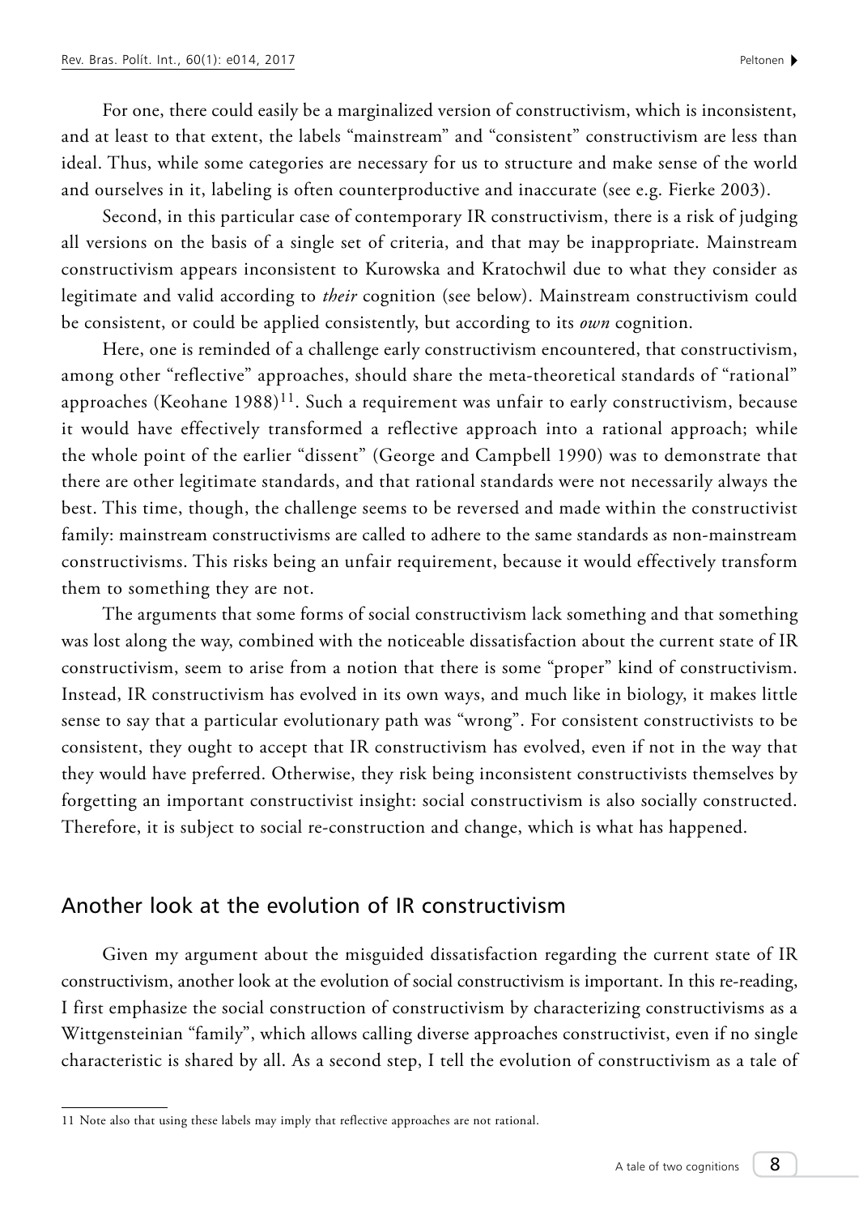For one, there could easily be a marginalized version of constructivism, which is inconsistent, and at least to that extent, the labels "mainstream" and "consistent" constructivism are less than ideal. Thus, while some categories are necessary for us to structure and make sense of the world and ourselves in it, labeling is often counterproductive and inaccurate (see e.g. Fierke 2003).

Second, in this particular case of contemporary IR constructivism, there is a risk of judging all versions on the basis of a single set of criteria, and that may be inappropriate. Mainstream constructivism appears inconsistent to Kurowska and Kratochwil due to what they consider as legitimate and valid according to *their* cognition (see below). Mainstream constructivism could be consistent, or could be applied consistently, but according to its *own* cognition.

Here, one is reminded of a challenge early constructivism encountered, that constructivism, among other "reflective" approaches, should share the meta-theoretical standards of "rational" approaches (Keohane 1988)[11]. Such a requirement was unfair to early constructivism, because it would have effectively transformed a reflective approach into a rational approach; while the whole point of the earlier "dissent" (George and Campbell 1990) was to demonstrate that there are other legitimate standards, and that rational standards were not necessarily always the best. This time, though, the challenge seems to be reversed and made within the constructivist family: mainstream constructivisms are called to adhere to the same standards as non-mainstream constructivisms. This risks being an unfair requirement, because it would effectively transform them to something they are not.

The arguments that some forms of social constructivism lack something and that something was lost along the way, combined with the noticeable dissatisfaction about the current state of IR constructivism, seem to arise from a notion that there is some "proper" kind of constructivism. Instead, IR constructivism has evolved in its own ways, and much like in biology, it makes little sense to say that a particular evolutionary path was "wrong". For consistent constructivists to be consistent, they ought to accept that IR constructivism has evolved, even if not in the way that they would have preferred. Otherwise, they risk being inconsistent constructivists themselves by forgetting an important constructivist insight: social constructivism is also socially constructed. Therefore, it is subject to social re-construction and change, which is what has happened.

## Another look at the evolution of IR constructivism

Given my argument about the misguided dissatisfaction regarding the current state of IR constructivism, another look at the evolution of social constructivism is important. In this re-reading, I first emphasize the social construction of constructivism by characterizing constructivisms as a Wittgensteinian "family", which allows calling diverse approaches constructivist, even if no single characteristic is shared by all. As a second step, I tell the evolution of constructivism as a tale of

---

11 Note also that using these labels may imply that reflective approaches are not rational.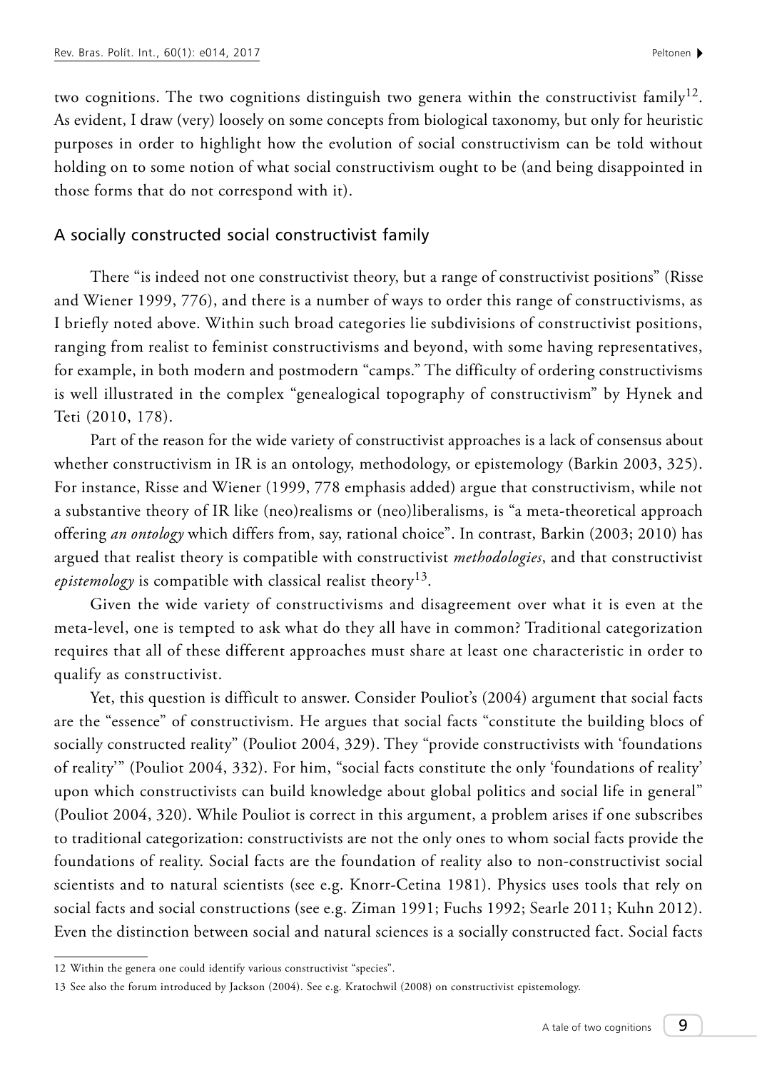two cognitions. The two cognitions distinguish two genera within the constructivist family[12]. As evident, I draw (very) loosely on some concepts from biological taxonomy, but only for heuristic purposes in order to highlight how the evolution of social constructivism can be told without holding on to some notion of what social constructivism ought to be (and being disappointed in those forms that do not correspond with it).

## A socially constructed social constructivist family

There "is indeed not one constructivist theory, but a range of constructivist positions" (Risse and Wiener 1999, 776), and there is a number of ways to order this range of constructivisms, as I briefly noted above. Within such broad categories lie subdivisions of constructivist positions, ranging from realist to feminist constructivisms and beyond, with some having representatives, for example, in both modern and postmodern "camps." The difficulty of ordering constructivisms is well illustrated in the complex "genealogical topography of constructivism" by Hynek and Teti (2010, 178).

Part of the reason for the wide variety of constructivist approaches is a lack of consensus about whether constructivism in IR is an ontology, methodology, or epistemology (Barkin 2003, 325). For instance, Risse and Wiener (1999, 778 emphasis added) argue that constructivism, while not a substantive theory of IR like (neo)realisms or (neo)liberalisms, is "a meta-theoretical approach offering *an ontology* which differs from, say, rational choice". In contrast, Barkin (2003; 2010) has argued that realist theory is compatible with constructivist *methodologies*, and that constructivist *epistemology* is compatible with classical realist theory[13].

Given the wide variety of constructivisms and disagreement over what it is even at the meta-level, one is tempted to ask what do they all have in common? Traditional categorization requires that all of these different approaches must share at least one characteristic in order to qualify as constructivist.

Yet, this question is difficult to answer. Consider Pouliot's (2004) argument that social facts are the "essence" of constructivism. He argues that social facts "constitute the building blocs of socially constructed reality" (Pouliot 2004, 329). They "provide constructivists with 'foundations of reality'" (Pouliot 2004, 332). For him, "social facts constitute the only 'foundations of reality' upon which constructivists can build knowledge about global politics and social life in general" (Pouliot 2004, 320). While Pouliot is correct in this argument, a problem arises if one subscribes to traditional categorization: constructivists are not the only ones to whom social facts provide the foundations of reality. Social facts are the foundation of reality also to non-constructivist social scientists and to natural scientists (see e.g. Knorr-Cetina 1981). Physics uses tools that rely on social facts and social constructions (see e.g. Ziman 1991; Fuchs 1992; Searle 2011; Kuhn 2012). Even the distinction between social and natural sciences is a socially constructed fact. Social facts

---

12 Within the genera one could identify various constructivist "species".

13 See also the forum introduced by Jackson (2004). See e.g. Kratochwil (2008) on constructivist epistemology.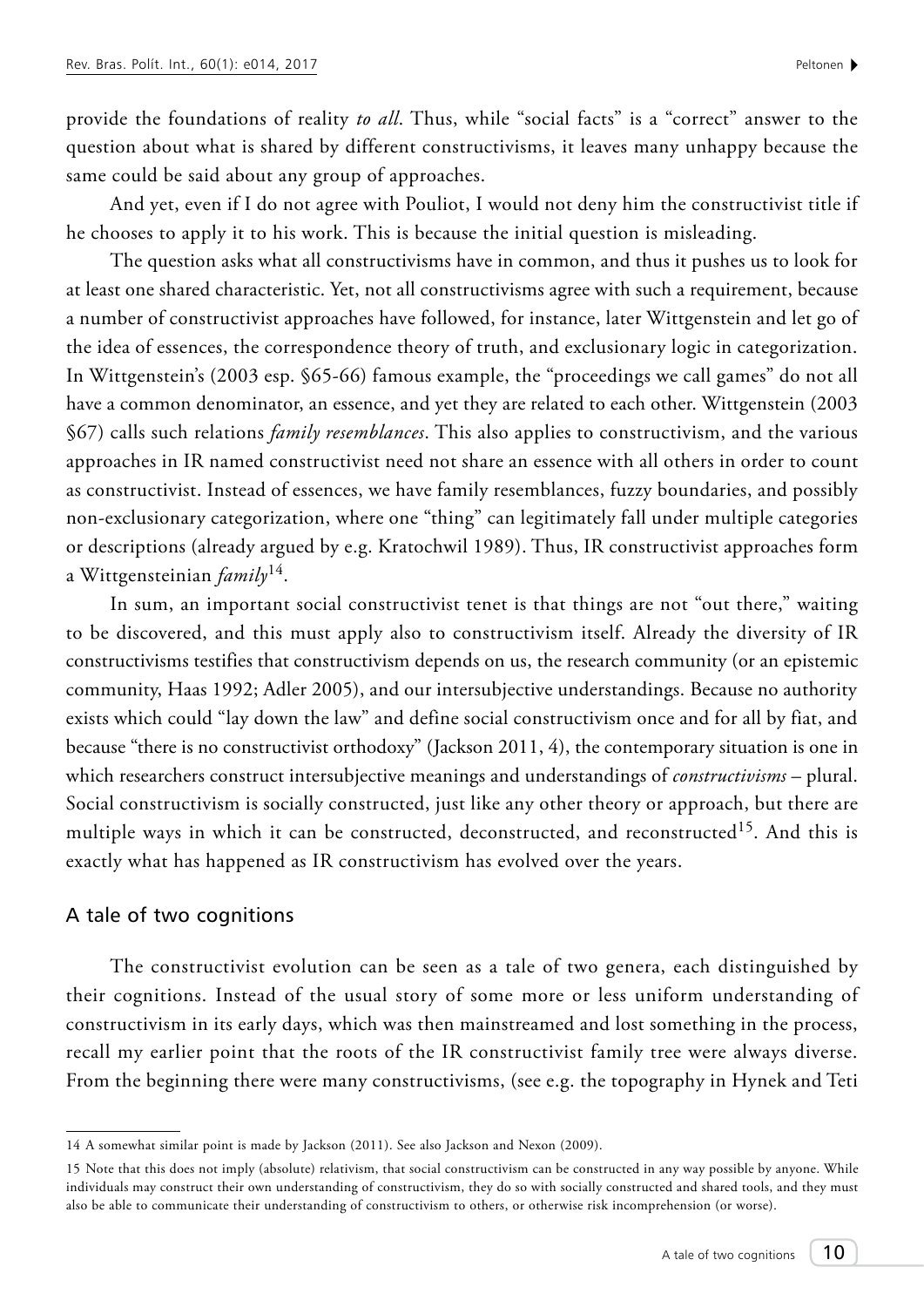provide the foundations of reality *to all*. Thus, while "social facts" is a "correct" answer to the question about what is shared by different constructivisms, it leaves many unhappy because the same could be said about any group of approaches.

And yet, even if I do not agree with Pouliot, I would not deny him the constructivist title if he chooses to apply it to his work. This is because the initial question is misleading.

The question asks what all constructivisms have in common, and thus it pushes us to look for at least one shared characteristic. Yet, not all constructivisms agree with such a requirement, because a number of constructivist approaches have followed, for instance, later Wittgenstein and let go of the idea of essences, the correspondence theory of truth, and exclusionary logic in categorization. In Wittgenstein's (2003 esp. §65-66) famous example, the "proceedings we call games" do not all have a common denominator, an essence, and yet they are related to each other. Wittgenstein (2003 §67) calls such relations *family resemblances*. This also applies to constructivism, and the various approaches in IR named constructivist need not share an essence with all others in order to count as constructivist. Instead of essences, we have family resemblances, fuzzy boundaries, and possibly non-exclusionary categorization, where one "thing" can legitimately fall under multiple categories or descriptions (already argued by e.g. Kratochwil 1989). Thus, IR constructivist approaches form a Wittgensteinian *family*[14].

In sum, an important social constructivist tenet is that things are not "out there," waiting to be discovered, and this must apply also to constructivism itself. Already the diversity of IR constructivisms testifies that constructivism depends on us, the research community (or an epistemic community, Haas 1992; Adler 2005), and our intersubjective understandings. Because no authority exists which could "lay down the law" and define social constructivism once and for all by fiat, and because "there is no constructivist orthodoxy" (Jackson 2011, 4), the contemporary situation is one in which researchers construct intersubjective meanings and understandings of *constructivisms* – plural. Social constructivism is socially constructed, just like any other theory or approach, but there are multiple ways in which it can be constructed, deconstructed, and reconstructed[15]. And this is exactly what has happened as IR constructivism has evolved over the years.

## A tale of two cognitions

The constructivist evolution can be seen as a tale of two genera, each distinguished by their cognitions. Instead of the usual story of some more or less uniform understanding of constructivism in its early days, which was then mainstreamed and lost something in the process, recall my earlier point that the roots of the IR constructivist family tree were always diverse. From the beginning there were many constructivisms, (see e.g. the topography in Hynek and Teti

---

14 A somewhat similar point is made by Jackson (2011). See also Jackson and Nexon (2009).

15 Note that this does not imply (absolute) relativism, that social constructivism can be constructed in any way possible by anyone. While individuals may construct their own understanding of constructivism, they do so with socially constructed and shared tools, and they must also be able to communicate their understanding of constructivism to others, or otherwise risk incomprehension (or worse).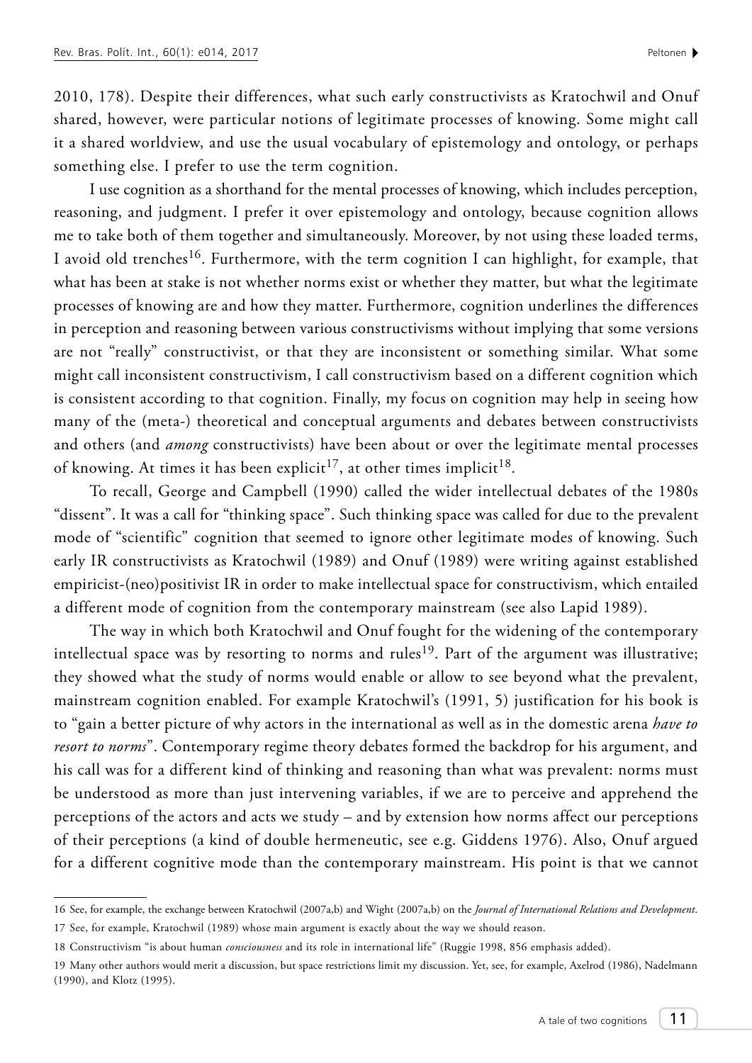2010, 178). Despite their differences, what such early constructivists as Kratochwil and Onuf shared, however, were particular notions of legitimate processes of knowing. Some might call it a shared worldview, and use the usual vocabulary of epistemology and ontology, or perhaps something else. I prefer to use the term cognition.

I use cognition as a shorthand for the mental processes of knowing, which includes perception, reasoning, and judgment. I prefer it over epistemology and ontology, because cognition allows me to take both of them together and simultaneously. Moreover, by not using these loaded terms, I avoid old trenches[16]. Furthermore, with the term cognition I can highlight, for example, that what has been at stake is not whether norms exist or whether they matter, but what the legitimate processes of knowing are and how they matter. Furthermore, cognition underlines the differences in perception and reasoning between various constructivisms without implying that some versions are not "really" constructivist, or that they are inconsistent or something similar. What some might call inconsistent constructivism, I call constructivism based on a different cognition which is consistent according to that cognition. Finally, my focus on cognition may help in seeing how many of the (meta-) theoretical and conceptual arguments and debates between constructivists and others (and *among* constructivists) have been about or over the legitimate mental processes of knowing. At times it has been explicit[17], at other times implicit[18].

To recall, George and Campbell (1990) called the wider intellectual debates of the 1980s "dissent". It was a call for "thinking space". Such thinking space was called for due to the prevalent mode of "scientific" cognition that seemed to ignore other legitimate modes of knowing. Such early IR constructivists as Kratochwil (1989) and Onuf (1989) were writing against established empiricist-(neo)positivist IR in order to make intellectual space for constructivism, which entailed a different mode of cognition from the contemporary mainstream (see also Lapid 1989).

The way in which both Kratochwil and Onuf fought for the widening of the contemporary intellectual space was by resorting to norms and rules[19]. Part of the argument was illustrative; they showed what the study of norms would enable or allow to see beyond what the prevalent, mainstream cognition enabled. For example Kratochwil's (1991, 5) justification for his book is to "gain a better picture of why actors in the international as well as in the domestic arena *have to resort to norms*". Contemporary regime theory debates formed the backdrop for his argument, and his call was for a different kind of thinking and reasoning than what was prevalent: norms must be understood as more than just intervening variables, if we are to perceive and apprehend the perceptions of the actors and acts we study – and by extension how norms affect our perceptions of their perceptions (a kind of double hermeneutic, see e.g. Giddens 1976). Also, Onuf argued for a different cognitive mode than the contemporary mainstream. His point is that we cannot

---

16 See, for example, the exchange between Kratochwil (2007a,b) and Wight (2007a,b) on the *Journal of International Relations and Development*.

17 See, for example, Kratochwil (1989) whose main argument is exactly about the way we should reason.

18 Constructivism "is about human *consciousness* and its role in international life" (Ruggie 1998, 856 emphasis added).

19 Many other authors would merit a discussion, but space restrictions limit my discussion. Yet, see, for example, Axelrod (1986), Nadelmann (1990), and Klotz (1995).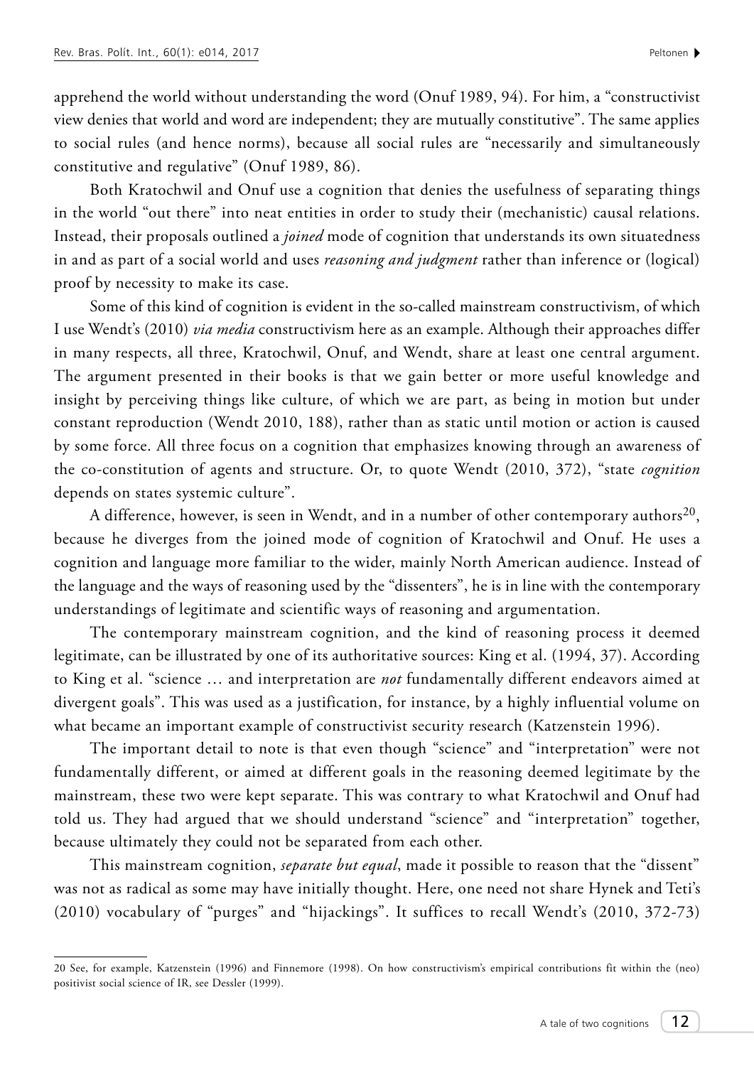apprehend the world without understanding the word (Onuf 1989, 94). For him, a "constructivist view denies that world and word are independent; they are mutually constitutive". The same applies to social rules (and hence norms), because all social rules are "necessarily and simultaneously constitutive and regulative" (Onuf 1989, 86).

Both Kratochwil and Onuf use a cognition that denies the usefulness of separating things in the world "out there" into neat entities in order to study their (mechanistic) causal relations. Instead, their proposals outlined a *joined* mode of cognition that understands its own situatedness in and as part of a social world and uses *reasoning and judgment* rather than inference or (logical) proof by necessity to make its case.

Some of this kind of cognition is evident in the so-called mainstream constructivism, of which I use Wendt's (2010) *via media* constructivism here as an example. Although their approaches differ in many respects, all three, Kratochwil, Onuf, and Wendt, share at least one central argument. The argument presented in their books is that we gain better or more useful knowledge and insight by perceiving things like culture, of which we are part, as being in motion but under constant reproduction (Wendt 2010, 188), rather than as static until motion or action is caused by some force. All three focus on a cognition that emphasizes knowing through an awareness of the co-constitution of agents and structure. Or, to quote Wendt (2010, 372), "state *cognition* depends on states systemic culture".

A difference, however, is seen in Wendt, and in a number of other contemporary authors[20], because he diverges from the joined mode of cognition of Kratochwil and Onuf. He uses a cognition and language more familiar to the wider, mainly North American audience. Instead of the language and the ways of reasoning used by the "dissenters", he is in line with the contemporary understandings of legitimate and scientific ways of reasoning and argumentation.

The contemporary mainstream cognition, and the kind of reasoning process it deemed legitimate, can be illustrated by one of its authoritative sources: King et al. (1994, 37). According to King et al. "science … and interpretation are *not* fundamentally different endeavors aimed at divergent goals". This was used as a justification, for instance, by a highly influential volume on what became an important example of constructivist security research (Katzenstein 1996).

The important detail to note is that even though "science" and "interpretation" were not fundamentally different, or aimed at different goals in the reasoning deemed legitimate by the mainstream, these two were kept separate. This was contrary to what Kratochwil and Onuf had told us. They had argued that we should understand "science" and "interpretation" together, because ultimately they could not be separated from each other.

This mainstream cognition, *separate but equal*, made it possible to reason that the "dissent" was not as radical as some may have initially thought. Here, one need not share Hynek and Teti's (2010) vocabulary of "purges" and "hijackings". It suffices to recall Wendt's (2010, 372-73)

---

20 See, for example, Katzenstein (1996) and Finnemore (1998). On how constructivism's empirical contributions fit within the (neo) positivist social science of IR, see Dessler (1999).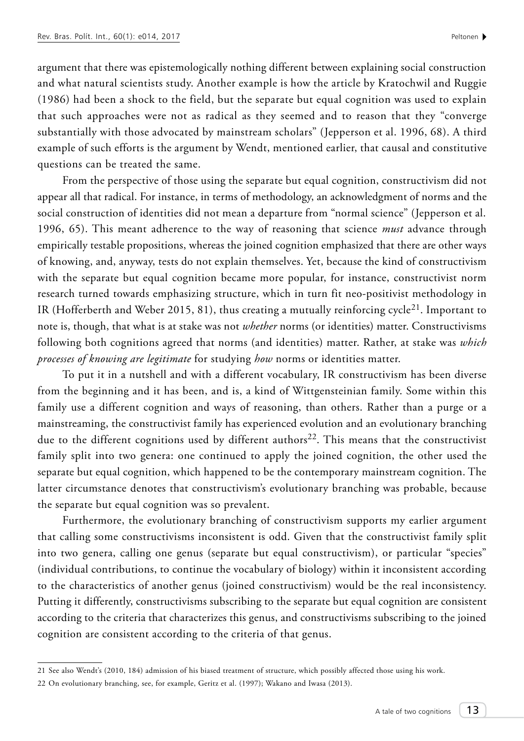argument that there was epistemologically nothing different between explaining social construction and what natural scientists study. Another example is how the article by Kratochwil and Ruggie (1986) had been a shock to the field, but the separate but equal cognition was used to explain that such approaches were not as radical as they seemed and to reason that they "converge substantially with those advocated by mainstream scholars" (Jepperson et al. 1996, 68). A third example of such efforts is the argument by Wendt, mentioned earlier, that causal and constitutive questions can be treated the same.

From the perspective of those using the separate but equal cognition, constructivism did not appear all that radical. For instance, in terms of methodology, an acknowledgment of norms and the social construction of identities did not mean a departure from "normal science" (Jepperson et al. 1996, 65). This meant adherence to the way of reasoning that science *must* advance through empirically testable propositions, whereas the joined cognition emphasized that there are other ways of knowing, and, anyway, tests do not explain themselves. Yet, because the kind of constructivism with the separate but equal cognition became more popular, for instance, constructivist norm research turned towards emphasizing structure, which in turn fit neo-positivist methodology in IR (Hofferberth and Weber 2015, 81), thus creating a mutually reinforcing cycle[21]. Important to note is, though, that what is at stake was not *whether* norms (or identities) matter. Constructivisms following both cognitions agreed that norms (and identities) matter. Rather, at stake was *which processes of knowing are legitimate* for studying *how* norms or identities matter.

To put it in a nutshell and with a different vocabulary, IR constructivism has been diverse from the beginning and it has been, and is, a kind of Wittgensteinian family. Some within this family use a different cognition and ways of reasoning, than others. Rather than a purge or a mainstreaming, the constructivist family has experienced evolution and an evolutionary branching due to the different cognitions used by different authors[22]. This means that the constructivist family split into two genera: one continued to apply the joined cognition, the other used the separate but equal cognition, which happened to be the contemporary mainstream cognition. The latter circumstance denotes that constructivism's evolutionary branching was probable, because the separate but equal cognition was so prevalent.

Furthermore, the evolutionary branching of constructivism supports my earlier argument that calling some constructivisms inconsistent is odd. Given that the constructivist family split into two genera, calling one genus (separate but equal constructivism), or particular "species" (individual contributions, to continue the vocabulary of biology) within it inconsistent according to the characteristics of another genus (joined constructivism) would be the real inconsistency. Putting it differently, constructivisms subscribing to the separate but equal cognition are consistent according to the criteria that characterizes this genus, and constructivisms subscribing to the joined cognition are consistent according to the criteria of that genus.

---

21 See also Wendt's (2010, 184) admission of his biased treatment of structure, which possibly affected those using his work.

22 On evolutionary branching, see, for example, Geritz et al. (1997); Wakano and Iwasa (2013).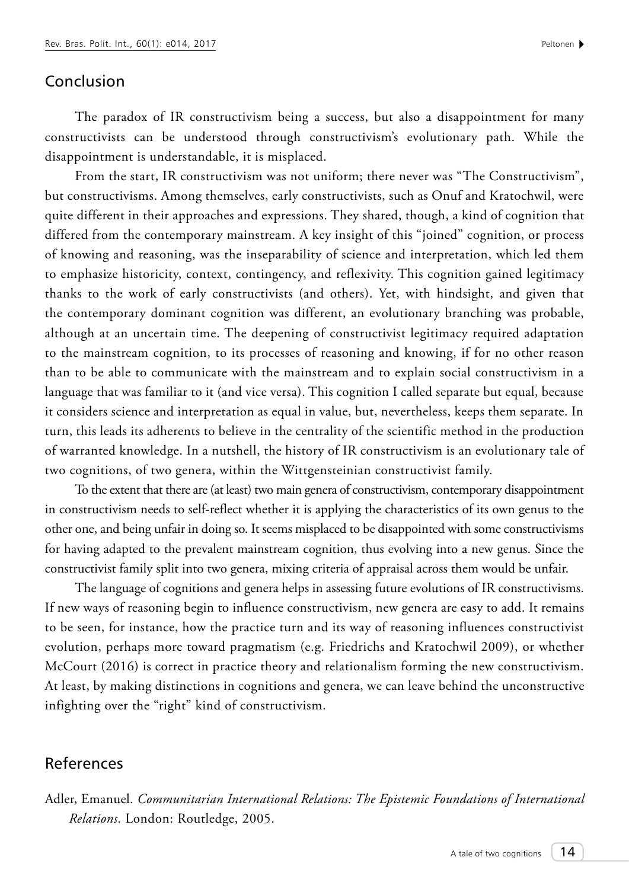## Conclusion

The paradox of IR constructivism being a success, but also a disappointment for many constructivists can be understood through constructivism's evolutionary path. While the disappointment is understandable, it is misplaced.

From the start, IR constructivism was not uniform; there never was "The Constructivism", but constructivisms. Among themselves, early constructivists, such as Onuf and Kratochwil, were quite different in their approaches and expressions. They shared, though, a kind of cognition that differed from the contemporary mainstream. A key insight of this "joined" cognition, or process of knowing and reasoning, was the inseparability of science and interpretation, which led them to emphasize historicity, context, contingency, and reflexivity. This cognition gained legitimacy thanks to the work of early constructivists (and others). Yet, with hindsight, and given that the contemporary dominant cognition was different, an evolutionary branching was probable, although at an uncertain time. The deepening of constructivist legitimacy required adaptation to the mainstream cognition, to its processes of reasoning and knowing, if for no other reason than to be able to communicate with the mainstream and to explain social constructivism in a language that was familiar to it (and vice versa). This cognition I called separate but equal, because it considers science and interpretation as equal in value, but, nevertheless, keeps them separate. In turn, this leads its adherents to believe in the centrality of the scientific method in the production of warranted knowledge. In a nutshell, the history of IR constructivism is an evolutionary tale of two cognitions, of two genera, within the Wittgensteinian constructivist family.

To the extent that there are (at least) two main genera of constructivism, contemporary disappointment in constructivism needs to self-reflect whether it is applying the characteristics of its own genus to the other one, and being unfair in doing so. It seems misplaced to be disappointed with some constructivisms for having adapted to the prevalent mainstream cognition, thus evolving into a new genus. Since the constructivist family split into two genera, mixing criteria of appraisal across them would be unfair.

The language of cognitions and genera helps in assessing future evolutions of IR constructivisms. If new ways of reasoning begin to influence constructivism, new genera are easy to add. It remains to be seen, for instance, how the practice turn and its way of reasoning influences constructivist evolution, perhaps more toward pragmatism (e.g. Friedrichs and Kratochwil 2009), or whether McCourt (2016) is correct in practice theory and relationalism forming the new constructivism. At least, by making distinctions in cognitions and genera, we can leave behind the unconstructive infighting over the "right" kind of constructivism.

## References

Adler, Emanuel. *Communitarian International Relations: The Epistemic Foundations of International Relations*. London: Routledge, 2005.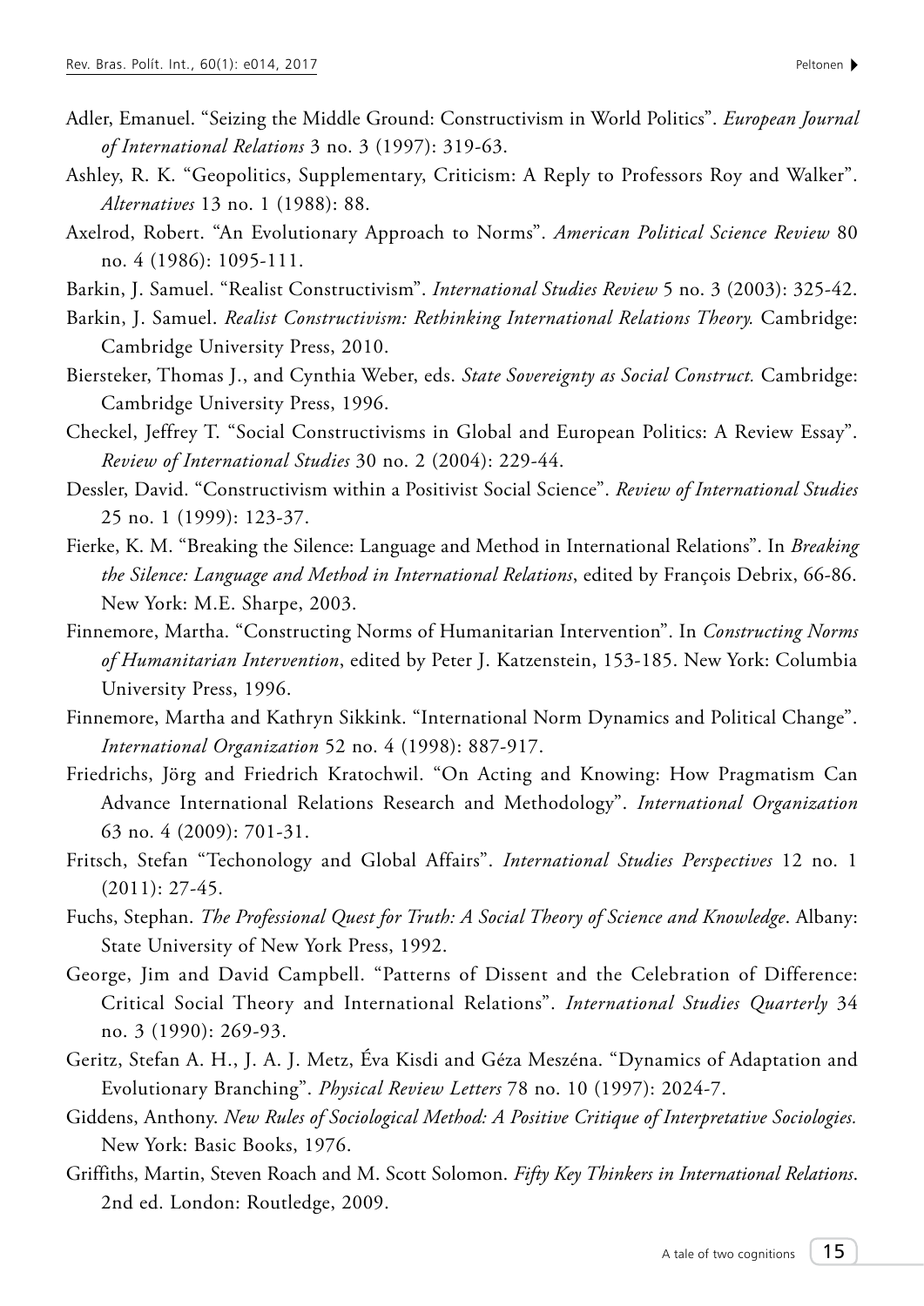Adler, Emanuel. "Seizing the Middle Ground: Constructivism in World Politics". *European Journal of International Relations* 3 no. 3 (1997): 319-63.

Ashley, R. K. "Geopolitics, Supplementary, Criticism: A Reply to Professors Roy and Walker". *Alternatives* 13 no. 1 (1988): 88.

Axelrod, Robert. "An Evolutionary Approach to Norms". *American Political Science Review* 80 no. 4 (1986): 1095-111.

Barkin, J. Samuel. "Realist Constructivism". *International Studies Review* 5 no. 3 (2003): 325-42.

Barkin, J. Samuel. *Realist Constructivism: Rethinking International Relations Theory.* Cambridge: Cambridge University Press, 2010.

Biersteker, Thomas J., and Cynthia Weber, eds. *State Sovereignty as Social Construct.* Cambridge: Cambridge University Press, 1996.

Checkel, Jeffrey T. "Social Constructivisms in Global and European Politics: A Review Essay". *Review of International Studies* 30 no. 2 (2004): 229-44.

Dessler, David. "Constructivism within a Positivist Social Science". *Review of International Studies* 25 no. 1 (1999): 123-37.

Fierke, K. M. "Breaking the Silence: Language and Method in International Relations". In *Breaking the Silence: Language and Method in International Relations*, edited by François Debrix, 66-86. New York: M.E. Sharpe, 2003.

Finnemore, Martha. "Constructing Norms of Humanitarian Intervention". In *Constructing Norms of Humanitarian Intervention*, edited by Peter J. Katzenstein, 153-185. New York: Columbia University Press, 1996.

Finnemore, Martha and Kathryn Sikkink. "International Norm Dynamics and Political Change". *International Organization* 52 no. 4 (1998): 887-917.

Friedrichs, Jörg and Friedrich Kratochwil. "On Acting and Knowing: How Pragmatism Can Advance International Relations Research and Methodology". *International Organization* 63 no. 4 (2009): 701-31.

Fritsch, Stefan "Techonology and Global Affairs". *International Studies Perspectives* 12 no. 1 (2011): 27-45.

Fuchs, Stephan. *The Professional Quest for Truth: A Social Theory of Science and Knowledge*. Albany: State University of New York Press, 1992.

George, Jim and David Campbell. "Patterns of Dissent and the Celebration of Difference: Critical Social Theory and International Relations". *International Studies Quarterly* 34 no. 3 (1990): 269-93.

Geritz, Stefan A. H., J. A. J. Metz, Éva Kisdi and Géza Meszéna. "Dynamics of Adaptation and Evolutionary Branching". *Physical Review Letters* 78 no. 10 (1997): 2024-7.

Giddens, Anthony. *New Rules of Sociological Method: A Positive Critique of Interpretative Sociologies.* New York: Basic Books, 1976.

Griffiths, Martin, Steven Roach and M. Scott Solomon. *Fifty Key Thinkers in International Relations*. 2nd ed. London: Routledge, 2009.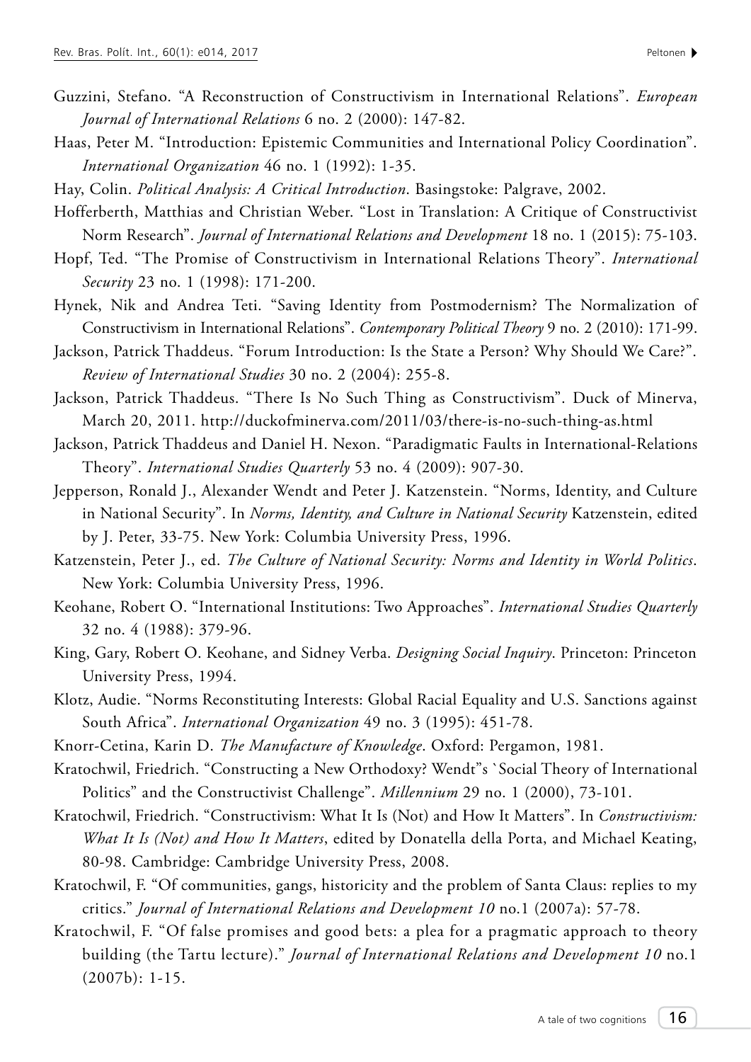Guzzini, Stefano. "A Reconstruction of Constructivism in International Relations". *European Journal of International Relations* 6 no. 2 (2000): 147-82.

Haas, Peter M. "Introduction: Epistemic Communities and International Policy Coordination". *International Organization* 46 no. 1 (1992): 1-35.

Hay, Colin. *Political Analysis: A Critical Introduction*. Basingstoke: Palgrave, 2002.

Hofferberth, Matthias and Christian Weber. "Lost in Translation: A Critique of Constructivist Norm Research". *Journal of International Relations and Development* 18 no. 1 (2015): 75-103.

Hopf, Ted. "The Promise of Constructivism in International Relations Theory". *International Security* 23 no. 1 (1998): 171-200.

Hynek, Nik and Andrea Teti. "Saving Identity from Postmodernism? The Normalization of Constructivism in International Relations". *Contemporary Political Theory* 9 no. 2 (2010): 171-99.

Jackson, Patrick Thaddeus. "Forum Introduction: Is the State a Person? Why Should We Care?". *Review of International Studies* 30 no. 2 (2004): 255-8.

Jackson, Patrick Thaddeus. "There Is No Such Thing as Constructivism". Duck of Minerva, March 20, 2011. http://duckofminerva.com/2011/03/there-is-no-such-thing-as.html

Jackson, Patrick Thaddeus and Daniel H. Nexon. "Paradigmatic Faults in International-Relations Theory". *International Studies Quarterly* 53 no. 4 (2009): 907-30.

Jepperson, Ronald J., Alexander Wendt and Peter J. Katzenstein. "Norms, Identity, and Culture in National Security". In *Norms, Identity, and Culture in National Security* Katzenstein, edited by J. Peter, 33-75. New York: Columbia University Press, 1996.

Katzenstein, Peter J., ed. *The Culture of National Security: Norms and Identity in World Politics*. New York: Columbia University Press, 1996.

Keohane, Robert O. "International Institutions: Two Approaches". *International Studies Quarterly* 32 no. 4 (1988): 379-96.

King, Gary, Robert O. Keohane, and Sidney Verba. *Designing Social Inquiry*. Princeton: Princeton University Press, 1994.

Klotz, Audie. "Norms Reconstituting Interests: Global Racial Equality and U.S. Sanctions against South Africa". *International Organization* 49 no. 3 (1995): 451-78.

Knorr-Cetina, Karin D. *The Manufacture of Knowledge*. Oxford: Pergamon, 1981.

Kratochwil, Friedrich. "Constructing a New Orthodoxy? Wendt"s `Social Theory of International Politics" and the Constructivist Challenge". *Millennium* 29 no. 1 (2000), 73-101.

Kratochwil, Friedrich. "Constructivism: What It Is (Not) and How It Matters". In *Constructivism: What It Is (Not) and How It Matters*, edited by Donatella della Porta, and Michael Keating, 80-98. Cambridge: Cambridge University Press, 2008.

Kratochwil, F. "Of communities, gangs, historicity and the problem of Santa Claus: replies to my critics." *Journal of International Relations and Development 10* no.1 (2007a): 57-78.

Kratochwil, F. "Of false promises and good bets: a plea for a pragmatic approach to theory building (the Tartu lecture)." *Journal of International Relations and Development 10* no.1 (2007b): 1-15.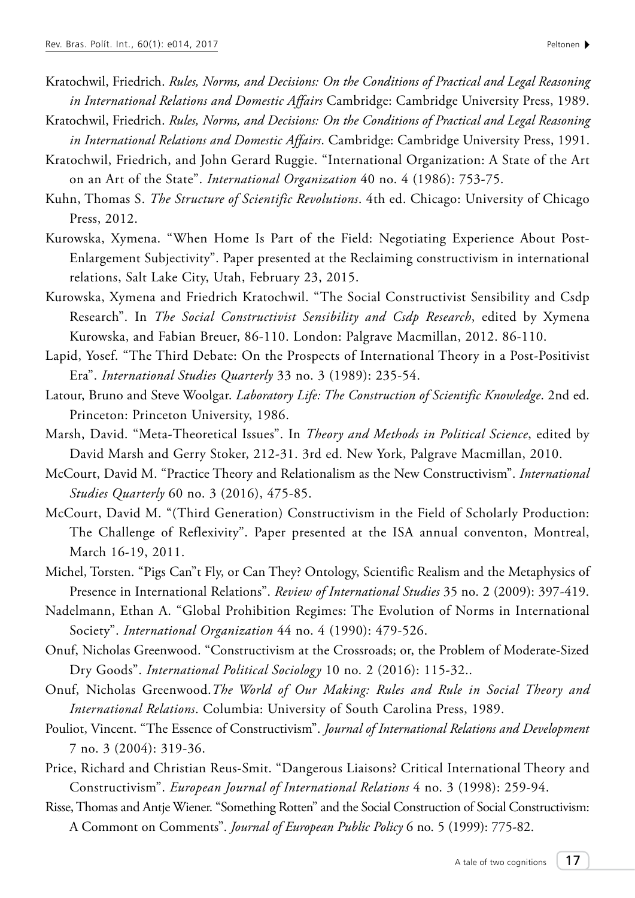Kratochwil, Friedrich. *Rules, Norms, and Decisions: On the Conditions of Practical and Legal Reasoning in International Relations and Domestic Affairs* Cambridge: Cambridge University Press, 1989.

Kratochwil, Friedrich. *Rules, Norms, and Decisions: On the Conditions of Practical and Legal Reasoning in International Relations and Domestic Affairs*. Cambridge: Cambridge University Press, 1991.

Kratochwil, Friedrich, and John Gerard Ruggie. "International Organization: A State of the Art on an Art of the State". *International Organization* 40 no. 4 (1986): 753-75.

Kuhn, Thomas S. *The Structure of Scientific Revolutions*. 4th ed. Chicago: University of Chicago Press, 2012.

Kurowska, Xymena. "When Home Is Part of the Field: Negotiating Experience About Post-Enlargement Subjectivity". Paper presented at the Reclaiming constructivism in international relations, Salt Lake City, Utah, February 23, 2015.

Kurowska, Xymena and Friedrich Kratochwil. "The Social Constructivist Sensibility and Csdp Research". In *The Social Constructivist Sensibility and Csdp Research*, edited by Xymena Kurowska, and Fabian Breuer, 86-110. London: Palgrave Macmillan, 2012. 86-110.

Lapid, Yosef. "The Third Debate: On the Prospects of International Theory in a Post-Positivist Era". *International Studies Quarterly* 33 no. 3 (1989): 235-54.

Latour, Bruno and Steve Woolgar. *Laboratory Life: The Construction of Scientific Knowledge*. 2nd ed. Princeton: Princeton University, 1986.

Marsh, David. "Meta-Theoretical Issues". In *Theory and Methods in Political Science*, edited by David Marsh and Gerry Stoker, 212-31. 3rd ed. New York, Palgrave Macmillan, 2010.

McCourt, David M. "Practice Theory and Relationalism as the New Constructivism". *International Studies Quarterly* 60 no. 3 (2016), 475-85.

McCourt, David M. "(Third Generation) Constructivism in the Field of Scholarly Production: The Challenge of Reflexivity". Paper presented at the ISA annual conventon, Montreal, March 16-19, 2011.

Michel, Torsten. "Pigs Can"t Fly, or Can They? Ontology, Scientific Realism and the Metaphysics of Presence in International Relations". *Review of International Studies* 35 no. 2 (2009): 397-419.

Nadelmann, Ethan A. "Global Prohibition Regimes: The Evolution of Norms in International Society". *International Organization* 44 no. 4 (1990): 479-526.

Onuf, Nicholas Greenwood. "Constructivism at the Crossroads; or, the Problem of Moderate-Sized Dry Goods". *International Political Sociology* 10 no. 2 (2016): 115-32..

Onuf, Nicholas Greenwood. *The World of Our Making: Rules and Rule in Social Theory and International Relations*. Columbia: University of South Carolina Press, 1989.

Pouliot, Vincent. "The Essence of Constructivism". *Journal of International Relations and Development* 7 no. 3 (2004): 319-36.

Price, Richard and Christian Reus-Smit. "Dangerous Liaisons? Critical International Theory and Constructivism". *European Journal of International Relations* 4 no. 3 (1998): 259-94.

Risse, Thomas and Antje Wiener. "Something Rotten" and the Social Construction of Social Constructivism: A Commont on Comments". *Journal of European Public Policy* 6 no. 5 (1999): 775-82.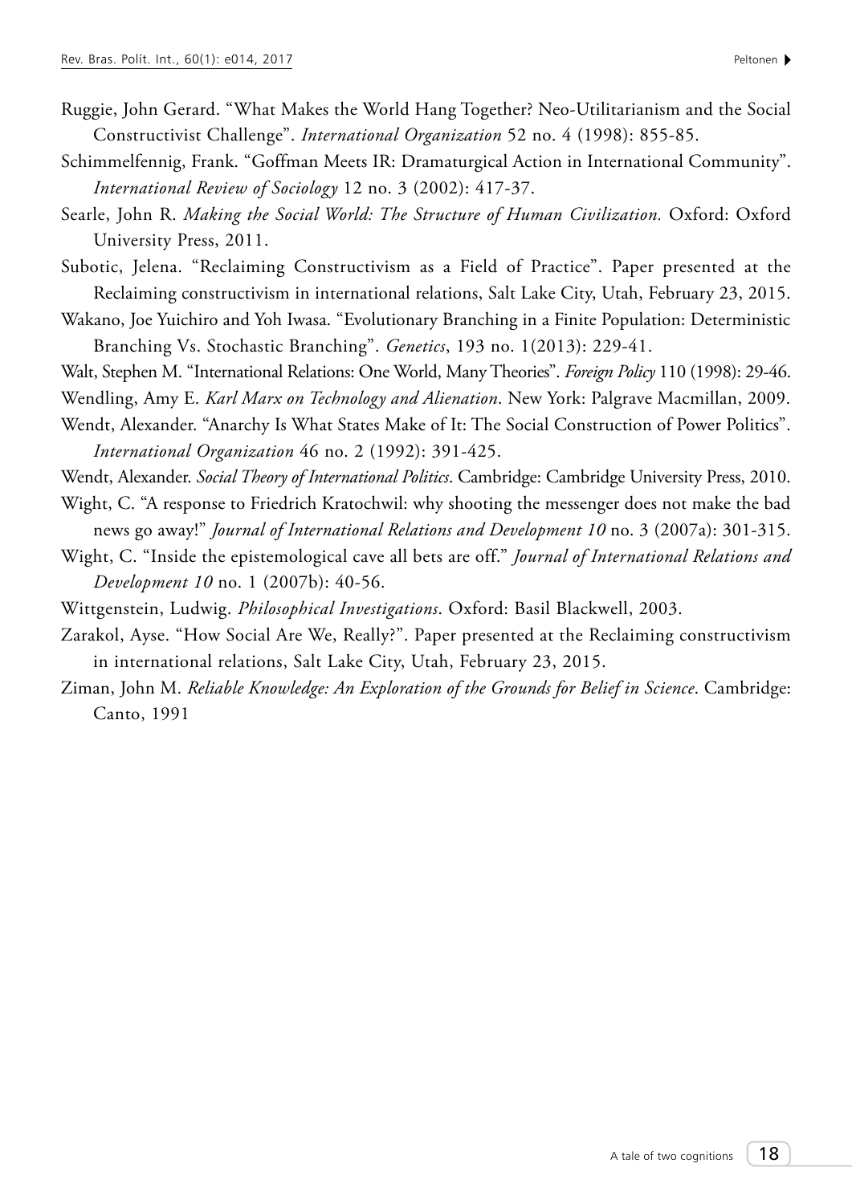Ruggie, John Gerard. "What Makes the World Hang Together? Neo-Utilitarianism and the Social Constructivist Challenge". *International Organization* 52 no. 4 (1998): 855-85.

Schimmelfennig, Frank. "Goffman Meets IR: Dramaturgical Action in International Community". *International Review of Sociology* 12 no. 3 (2002): 417-37.

Searle, John R. *Making the Social World: The Structure of Human Civilization.* Oxford: Oxford University Press, 2011.

Subotic, Jelena. "Reclaiming Constructivism as a Field of Practice". Paper presented at the Reclaiming constructivism in international relations, Salt Lake City, Utah, February 23, 2015.

Wakano, Joe Yuichiro and Yoh Iwasa. "Evolutionary Branching in a Finite Population: Deterministic Branching Vs. Stochastic Branching". *Genetics*, 193 no. 1(2013): 229-41.

Walt, Stephen M. "International Relations: One World, Many Theories". *Foreign Policy* 110 (1998): 29-46.

Wendling, Amy E. *Karl Marx on Technology and Alienation*. New York: Palgrave Macmillan, 2009.

Wendt, Alexander. "Anarchy Is What States Make of It: The Social Construction of Power Politics". *International Organization* 46 no. 2 (1992): 391-425.

Wendt, Alexander. *Social Theory of International Politics*. Cambridge: Cambridge University Press, 2010.

Wight, C. "A response to Friedrich Kratochwil: why shooting the messenger does not make the bad news go away!" *Journal of International Relations and Development 10* no. 3 (2007a): 301-315.

Wight, C. "Inside the epistemological cave all bets are off." *Journal of International Relations and Development 10* no. 1 (2007b): 40-56.

Wittgenstein, Ludwig. *Philosophical Investigations*. Oxford: Basil Blackwell, 2003.

Zarakol, Ayse. "How Social Are We, Really?". Paper presented at the Reclaiming constructivism in international relations, Salt Lake City, Utah, February 23, 2015.

Ziman, John M. *Reliable Knowledge: An Exploration of the Grounds for Belief in Science*. Cambridge: Canto, 1991